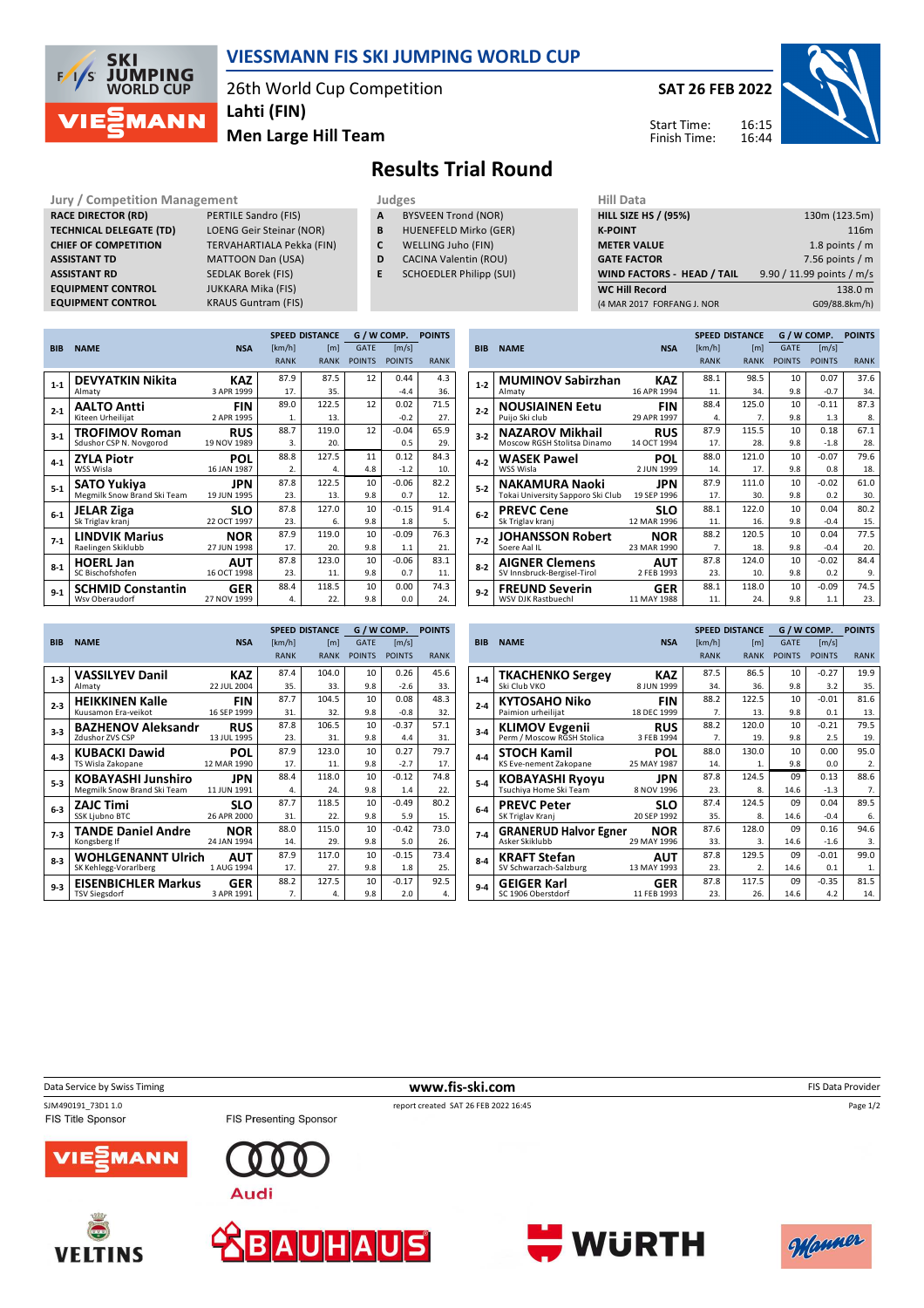# VIESSMANN FIS SKI JUMPING WORLD CUP

26th World Cup Competition
Lahti (FIN)
Men Large Hill Team

SAT 26 FEB 2022

Start Time: 16:15
Finish Time: 16:44

## Results Trial Round

### Jury / Competition Management

| | |
|---|---|
| RACE DIRECTOR (RD) | PERTILE Sandro (FIS) |
| TECHNICAL DELEGATE (TD) | LOENG Geir Steinar (NOR) |
| CHIEF OF COMPETITION | TERVAHARTIALA Pekka (FIS) |
| ASSISTANT TD | MATTOON Dan (USA) |
| ASSISTANT RD | SEDLAK Borek (FIS) |
| EQUIPMENT CONTROL | JUKKARA Mika (FIS) |
| EQUIPMENT CONTROL | KRAUS Guntram (FIS) |

### Judges

| | |
|---|---|
| A | BYSVEEN Trond (NOR) |
| B | HUENEFELD Mirko (GER) |
| C | WELLING Juho (FIN) |
| D | CACINA Valentin (ROU) |
| E | SCHOEDLER Philipp (SUI) |

### Hill Data

| | |
|---|---|
| HILL SIZE HS / (95%) | 130m (123.5m) |
| K-POINT | 116m |
| METER VALUE | 1.8 points / m |
| GATE FACTOR | 7.56 points / m |
| WIND FACTORS - HEAD / TAIL | 9.90 / 11.99 points / m/s |
| WC Hill Record | 138.0 m |
| (4 MAR 2017 FORFANG J. NOR | G09/88.8km/h) |

| BIB | NAME | NSA | SPEED [km/h] | SPEED RANK | DISTANCE [m] | DISTANCE RANK | GATE | GATE POINTS | WIND [m/s] | WIND POINTS | POINTS | RANK |
|---|---|---|---|---|---|---|---|---|---|---|---|---|
| 1-1 | DEVYATKIN Nikita<br>Almaty | KAZ<br>3 APR 1999 | 87.9 | 17. | 87.5 | 35. | 12 | | 0.44 | -4.4 | 4.3 | 36. |
| 2-1 | AALTO Antti<br>Kiteen Urheilijat | FIN<br>2 APR 1995 | 89.0 | 1. | 122.5 | 13. | 12 | | 0.02 | -0.2 | 71.5 | 27. |
| 3-1 | TROFIMOV Roman<br>Sdushor CSP N. Novgorod | RUS<br>19 NOV 1989 | 88.7 | 3. | 119.0 | 20. | 12 | | -0.04 | 0.5 | 65.9 | 29. |
| 4-1 | ZYLA Piotr<br>WSS Wisla | POL<br>16 JAN 1987 | 88.8 | 2. | 127.5 | 4. | 11 | 4.8 | 0.12 | -1.2 | 84.3 | 10. |
| 5-1 | SATO Yukiya<br>Megmilk Snow Brand Ski Team | JPN<br>19 JUN 1995 | 87.8 | 23. | 122.5 | 13. | 10 | 9.8 | -0.06 | 0.7 | 82.2 | 12. |
| 6-1 | JELAR Ziga<br>Sk Triglav kranj | SLO<br>22 OCT 1997 | 87.8 | 23. | 127.0 | 6. | 10 | 9.8 | -0.15 | 1.8 | 91.4 | 5. |
| 7-1 | LINDVIK Marius<br>Raelingen Skiklubb | NOR<br>27 JUN 1998 | 87.9 | 17. | 119.0 | 20. | 10 | 9.8 | -0.09 | 1.1 | 76.3 | 21. |
| 8-1 | HOERL Jan<br>SC Bischofshofen | AUT<br>16 OCT 1998 | 87.8 | 23. | 123.0 | 11. | 10 | 9.8 | -0.06 | 0.7 | 83.1 | 11. |
| 9-1 | SCHMID Constantin<br>Wsv Oberaudorf | GER<br>27 NOV 1999 | 88.4 | 4. | 118.5 | 22. | 10 | 9.8 | 0.00 | 0.0 | 74.3 | 24. |
| 1-2 | MUMINOV Sabirzhan<br>Almaty | KAZ<br>16 APR 1994 | 88.1 | 11. | 98.5 | 34. | 10 | 9.8 | 0.07 | -0.7 | 37.6 | 34. |
| 2-2 | NOUSIAINEN Eetu<br>Puijo Ski club | FIN<br>29 APR 1997 | 88.4 | 4. | 125.0 | 7. | 10 | 9.8 | -0.11 | 1.3 | 87.3 | 8. |
| 3-2 | NAZAROV Mikhail<br>Moscow RGSH Stolitsa Dinamo | RUS<br>14 OCT 1994 | 87.9 | 17. | 115.5 | 28. | 10 | 9.8 | 0.18 | -1.8 | 67.1 | 28. |
| 4-2 | WASEK Pawel<br>WSS Wisla | POL<br>2 JUN 1999 | 88.0 | 14. | 121.0 | 17. | 10 | 9.8 | -0.07 | 0.8 | 79.6 | 18. |
| 5-2 | NAKAMURA Naoki<br>Tokai University Sapporo Ski Club | JPN<br>19 SEP 1996 | 87.9 | 17. | 111.0 | 30. | 10 | 9.8 | -0.02 | 0.2 | 61.0 | 30. |
| 6-2 | PREVC Cene<br>Sk Triglav kranj | SLO<br>12 MAR 1996 | 88.1 | 11. | 122.0 | 16. | 10 | 9.8 | 0.04 | -0.4 | 80.2 | 15. |
| 7-2 | JOHANSSON Robert<br>Soere Aal IL | NOR<br>23 MAR 1990 | 88.2 | 7. | 120.5 | 18. | 10 | 9.8 | 0.04 | -0.4 | 77.5 | 20. |
| 8-2 | AIGNER Clemens<br>SV Innsbruck-Bergisel-Tirol | AUT<br>2 FEB 1993 | 87.8 | 23. | 124.0 | 10. | 10 | 9.8 | -0.02 | 0.2 | 84.4 | 9. |
| 9-2 | FREUND Severin<br>WSV DJK Rastbuechl | GER<br>11 MAY 1988 | 88.1 | 11. | 118.0 | 24. | 10 | 9.8 | -0.09 | 1.1 | 74.5 | 23. |
| 1-3 | VASSILYEV Danil<br>Almaty | KAZ<br>22 JUL 2004 | 87.4 | 35. | 104.0 | 33. | 10 | 9.8 | 0.26 | -2.6 | 45.6 | 33. |
| 2-3 | HEIKKINEN Kalle<br>Kuusamon Era-veikot | FIN<br>16 SEP 1999 | 87.7 | 31. | 104.5 | 32. | 10 | 9.8 | 0.08 | -0.8 | 48.3 | 32. |
| 3-3 | BAZHENOV Aleksandr<br>Zdushor ZVS CSP | RUS<br>13 JUL 1995 | 87.8 | 23. | 106.5 | 31. | 10 | 9.8 | -0.37 | 4.4 | 57.1 | 31. |
| 4-3 | KUBACKI Dawid<br>TS Wisla Zakopane | POL<br>12 MAR 1990 | 87.9 | 17. | 123.0 | 11. | 10 | 9.8 | 0.27 | -2.7 | 79.7 | 17. |
| 5-3 | KOBAYASHI Junshiro<br>Megmilk Snow Brand Ski Team | JPN<br>11 JUN 1991 | 88.4 | 4. | 118.0 | 24. | 10 | 9.8 | -0.12 | 1.4 | 74.8 | 22. |
| 6-3 | ZAJC Timi<br>SSK Ljubno BTC | SLO<br>26 APR 2000 | 87.7 | 31. | 118.5 | 22. | 10 | 9.8 | -0.49 | 5.9 | 80.2 | 15. |
| 7-3 | TANDE Daniel Andre<br>Kongsberg If | NOR<br>24 JAN 1994 | 88.0 | 14. | 115.0 | 29. | 10 | 9.8 | -0.42 | 5.0 | 73.0 | 26. |
| 8-3 | WOHLGENANNT Ulrich<br>SK Kehlegg-Vorarlberg | AUT<br>1 AUG 1994 | 87.9 | 17. | 117.0 | 27. | 10 | 9.8 | -0.15 | 1.8 | 73.4 | 25. |
| 9-3 | EISENBICHLER Markus<br>TSV Siegsdorf | GER<br>3 APR 1991 | 88.2 | 7. | 127.5 | 4. | 10 | 9.8 | -0.17 | 2.0 | 92.5 | 4. |
| 1-4 | TKACHENKO Sergey<br>Ski Club VKO | KAZ<br>8 JUN 1999 | 87.5 | 34. | 86.5 | 36. | 10 | 9.8 | -0.27 | 3.2 | 19.9 | 35. |
| 2-4 | KYTOSAHO Niko<br>Paimion urheilijat | FIN<br>18 DEC 1999 | 88.2 | 7. | 122.5 | 13. | 10 | 9.8 | -0.01 | 0.1 | 81.6 | 13. |
| 3-4 | KLIMOV Evgenii<br>Perm / Moscow RGSH Stolica | RUS<br>3 FEB 1994 | 88.2 | 7. | 120.0 | 19. | 10 | 9.8 | -0.21 | 2.5 | 79.5 | 19. |
| 4-4 | STOCH Kamil<br>KS Eve-nement Zakopane | POL<br>25 MAY 1987 | 88.0 | 14. | 130.0 | 1. | 10 | 9.8 | 0.00 | 0.0 | 95.0 | 2. |
| 5-4 | KOBAYASHI Ryoyu<br>Tsuchiya Home Ski Team | JPN<br>8 NOV 1996 | 87.8 | 23. | 124.5 | 8. | 09 | 14.6 | 0.13 | -1.3 | 88.6 | 7. |
| 6-4 | PREVC Peter<br>SK Triglav Kranj | SLO<br>20 SEP 1992 | 87.4 | 35. | 124.5 | 8. | 09 | 14.6 | 0.04 | -0.4 | 89.5 | 6. |
| 7-4 | GRANERUD Halvor Egner<br>Asker Skiklubb | NOR<br>29 MAY 1996 | 87.6 | 33. | 128.0 | 3. | 09 | 14.6 | 0.16 | -1.6 | 94.6 | 3. |
| 8-4 | KRAFT Stefan<br>SV Schwarzach-Salzburg | AUT<br>13 MAY 1993 | 87.8 | 23. | 129.5 | 2. | 09 | 14.6 | -0.01 | 0.1 | 99.0 | 1. |
| 9-4 | GEIGER Karl<br>SC 1906 Oberstdorf | GER<br>11 FEB 1993 | 87.8 | 23. | 117.5 | 26. | 09 | 14.6 | -0.35 | 4.2 | 81.5 | 14. |

Data Service by Swiss Timing | www.fis-ski.com | FIS Data Provider

SJM490191_73D1 1.0 | report created SAT 26 FEB 2022 16:45

FIS Title Sponsor | FIS Presenting Sponsor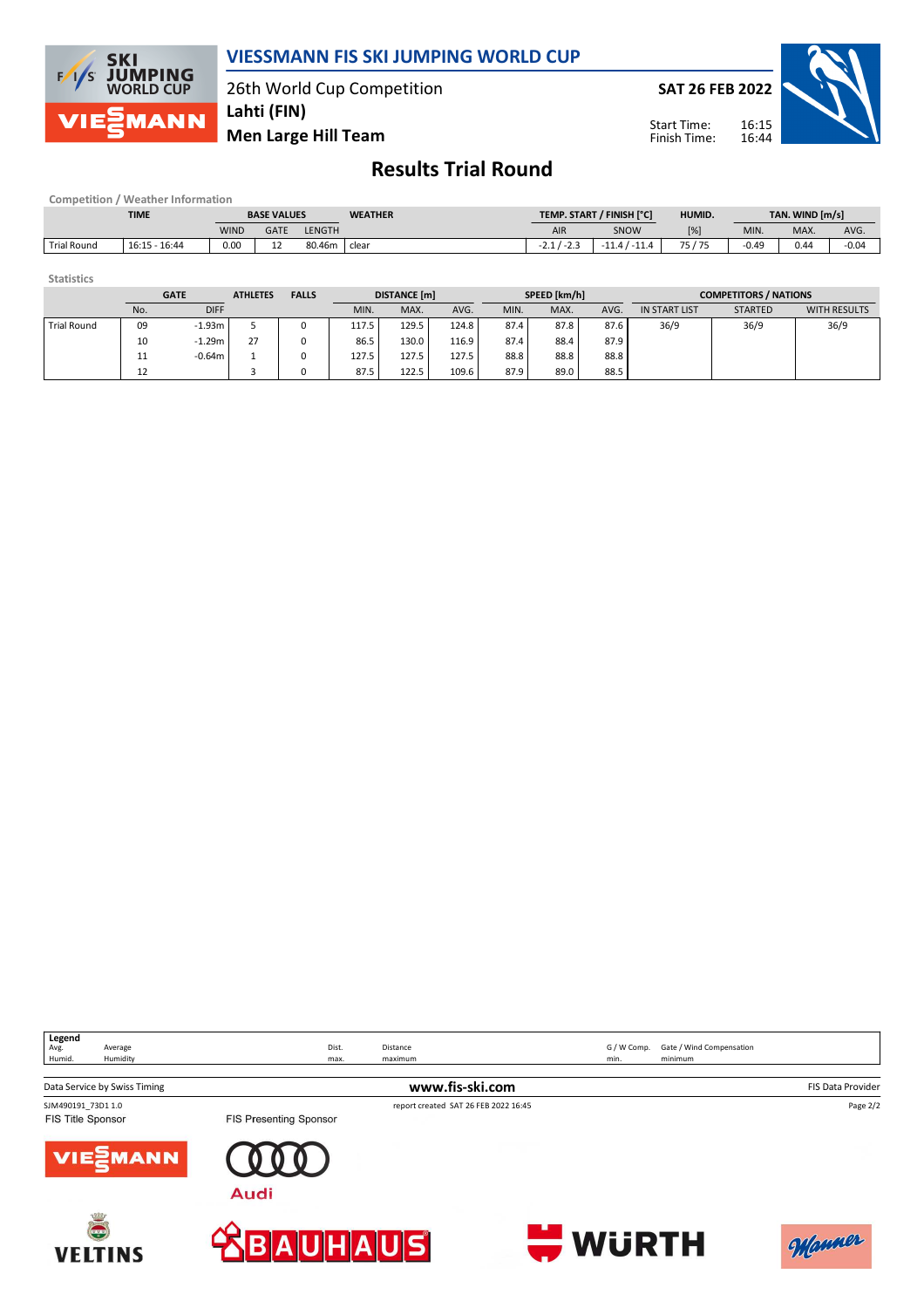# VIESSMANN FIS SKI JUMPING WORLD CUP

26th World Cup Competition
**Lahti (FIN)**
**Men Large Hill Team**

**SAT 26 FEB 2022**

Start Time: 16:15
Finish Time: 16:44

## Results Trial Round

Competition / Weather Information

| TIME | | BASE VALUES | | | WEATHER | TEMP. START / FINISH [°C] | | HUMID. | TAN. WIND [m/s] | | |
|---|---|---|---|---|---|---|---|---|---|---|---|
| | | WIND | GATE | LENGTH | | AIR | SNOW | [%] | MIN. | MAX. | AVG. |
| Trial Round | 16:15 - 16:44 | 0.00 | 12 | 80.46m | clear | -2.1 / -2.3 | -11.4 / -11.4 | 75 / 75 | -0.49 | 0.44 | -0.04 |

Statistics

| | GATE | | ATHLETES | FALLS | DISTANCE [m] | | | SPEED [km/h] | | | COMPETITORS / NATIONS | | |
|---|---|---|---|---|---|---|---|---|---|---|---|---|---|
| | No. | DIFF | | | MIN. | MAX. | AVG. | MIN. | MAX. | AVG. | IN START LIST | STARTED | WITH RESULTS |
| Trial Round | 09 | -1.93m | 5 | 0 | 117.5 | 129.5 | 124.8 | 87.4 | 87.8 | 87.6 | 36/9 | 36/9 | 36/9 |
| | 10 | -1.29m | 27 | 0 | 86.5 | 130.0 | 116.9 | 87.4 | 88.4 | 87.9 | | | |
| | 11 | -0.64m | 1 | 0 | 127.5 | 127.5 | 127.5 | 88.8 | 88.8 | 88.8 | | | |
| | 12 | | 3 | 0 | 87.5 | 122.5 | 109.6 | 87.9 | 89.0 | 88.5 | | | |

**Legend**

| | | | | | |
|---|---|---|---|---|---|
| Avg. | Average | Dist. | Distance | G / W Comp. | Gate / Wind Compensation |
| Humid. | Humidity | max. | maximum | min. | minimum |

Data Service by Swiss Timing — www.fis-ski.com — FIS Data Provider

SJM490191_73D1 1.0 — report created SAT 26 FEB 2022 16:45

FIS Title Sponsor — FIS Presenting Sponsor